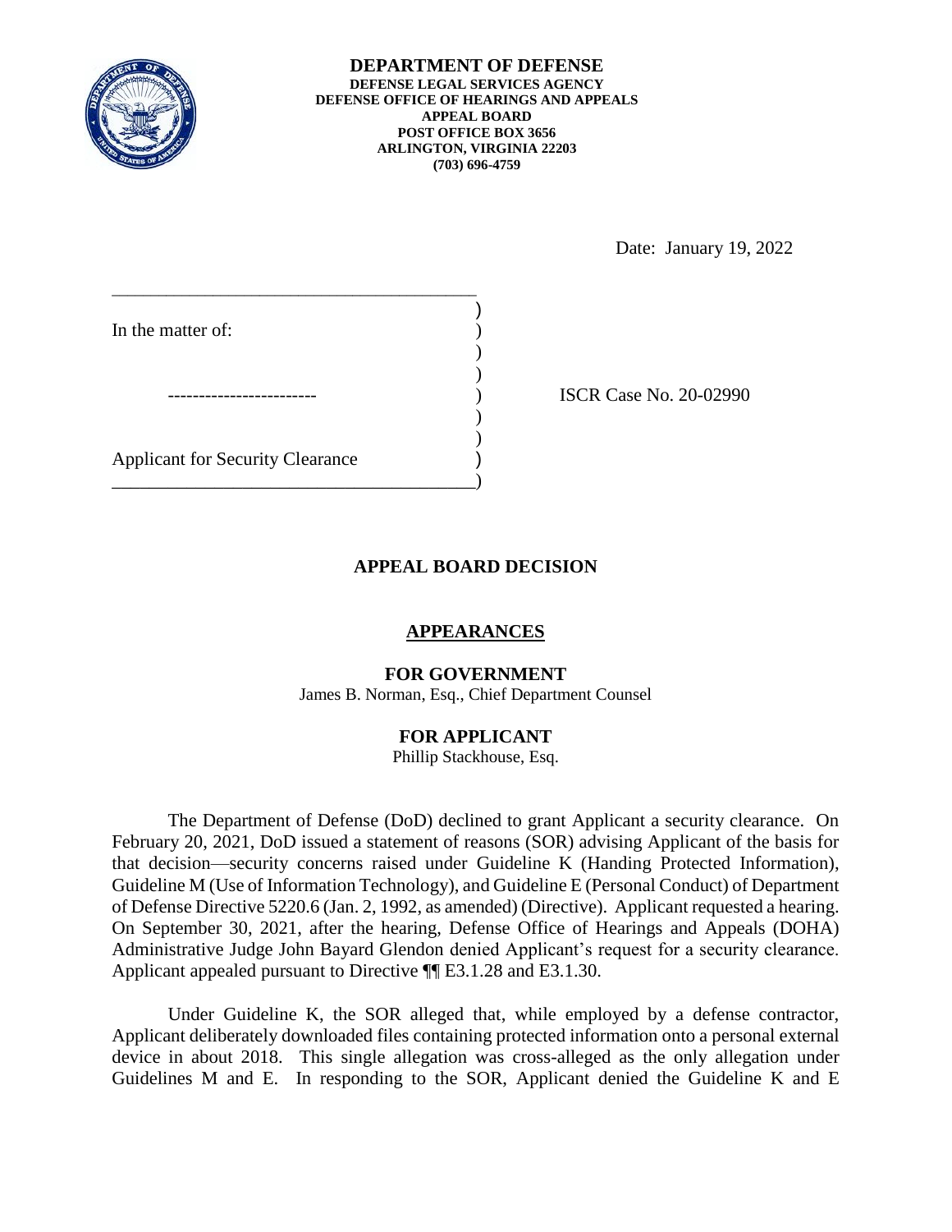**DEPARTMENT OF DEFENSE**
**DEFENSE LEGAL SERVICES AGENCY**
**DEFENSE OFFICE OF HEARINGS AND APPEALS**
**APPEAL BOARD**
**POST OFFICE BOX 3656**
**ARLINGTON, VIRGINIA 22203**
**(703) 696-4759**

Date: January 19, 2022

In the matter of:

------------------------

Applicant for Security Clearance

ISCR Case No. 20-02990

## APPEAL BOARD DECISION

### APPEARANCES

**FOR GOVERNMENT**
James B. Norman, Esq., Chief Department Counsel

**FOR APPLICANT**
Phillip Stackhouse, Esq.

The Department of Defense (DoD) declined to grant Applicant a security clearance. On February 20, 2021, DoD issued a statement of reasons (SOR) advising Applicant of the basis for that decision—security concerns raised under Guideline K (Handing Protected Information), Guideline M (Use of Information Technology), and Guideline E (Personal Conduct) of Department of Defense Directive 5220.6 (Jan. 2, 1992, as amended) (Directive). Applicant requested a hearing. On September 30, 2021, after the hearing, Defense Office of Hearings and Appeals (DOHA) Administrative Judge John Bayard Glendon denied Applicant's request for a security clearance. Applicant appealed pursuant to Directive ¶¶ E3.1.28 and E3.1.30.

Under Guideline K, the SOR alleged that, while employed by a defense contractor, Applicant deliberately downloaded files containing protected information onto a personal external device in about 2018. This single allegation was cross-alleged as the only allegation under Guidelines M and E. In responding to the SOR, Applicant denied the Guideline K and E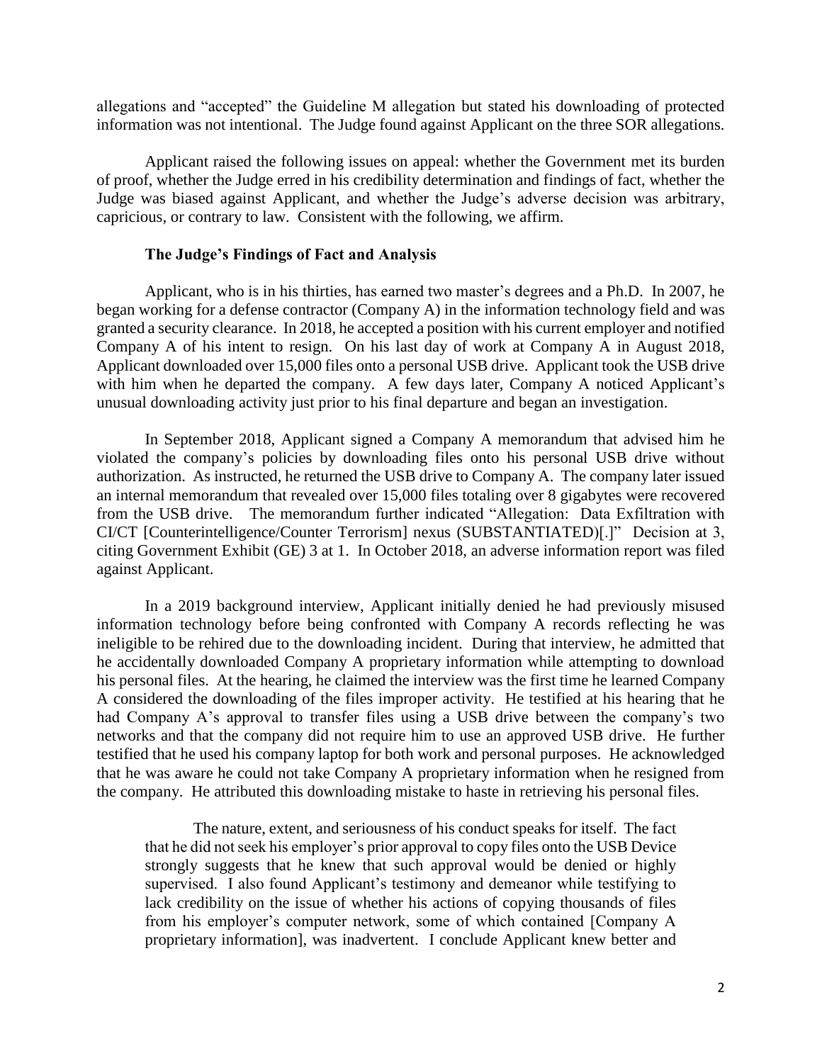allegations and "accepted" the Guideline M allegation but stated his downloading of protected information was not intentional. The Judge found against Applicant on the three SOR allegations.

Applicant raised the following issues on appeal: whether the Government met its burden of proof, whether the Judge erred in his credibility determination and findings of fact, whether the Judge was biased against Applicant, and whether the Judge's adverse decision was arbitrary, capricious, or contrary to law. Consistent with the following, we affirm.

### The Judge's Findings of Fact and Analysis

Applicant, who is in his thirties, has earned two master's degrees and a Ph.D. In 2007, he began working for a defense contractor (Company A) in the information technology field and was granted a security clearance. In 2018, he accepted a position with his current employer and notified Company A of his intent to resign. On his last day of work at Company A in August 2018, Applicant downloaded over 15,000 files onto a personal USB drive. Applicant took the USB drive with him when he departed the company. A few days later, Company A noticed Applicant's unusual downloading activity just prior to his final departure and began an investigation.

In September 2018, Applicant signed a Company A memorandum that advised him he violated the company's policies by downloading files onto his personal USB drive without authorization. As instructed, he returned the USB drive to Company A. The company later issued an internal memorandum that revealed over 15,000 files totaling over 8 gigabytes were recovered from the USB drive. The memorandum further indicated "Allegation: Data Exfiltration with CI/CT [Counterintelligence/Counter Terrorism] nexus (SUBSTANTIATED)[.]" Decision at 3, citing Government Exhibit (GE) 3 at 1. In October 2018, an adverse information report was filed against Applicant.

In a 2019 background interview, Applicant initially denied he had previously misused information technology before being confronted with Company A records reflecting he was ineligible to be rehired due to the downloading incident. During that interview, he admitted that he accidentally downloaded Company A proprietary information while attempting to download his personal files. At the hearing, he claimed the interview was the first time he learned Company A considered the downloading of the files improper activity. He testified at his hearing that he had Company A's approval to transfer files using a USB drive between the company's two networks and that the company did not require him to use an approved USB drive. He further testified that he used his company laptop for both work and personal purposes. He acknowledged that he was aware he could not take Company A proprietary information when he resigned from the company. He attributed this downloading mistake to haste in retrieving his personal files.

> The nature, extent, and seriousness of his conduct speaks for itself. The fact that he did not seek his employer's prior approval to copy files onto the USB Device strongly suggests that he knew that such approval would be denied or highly supervised. I also found Applicant's testimony and demeanor while testifying to lack credibility on the issue of whether his actions of copying thousands of files from his employer's computer network, some of which contained [Company A proprietary information], was inadvertent. I conclude Applicant knew better and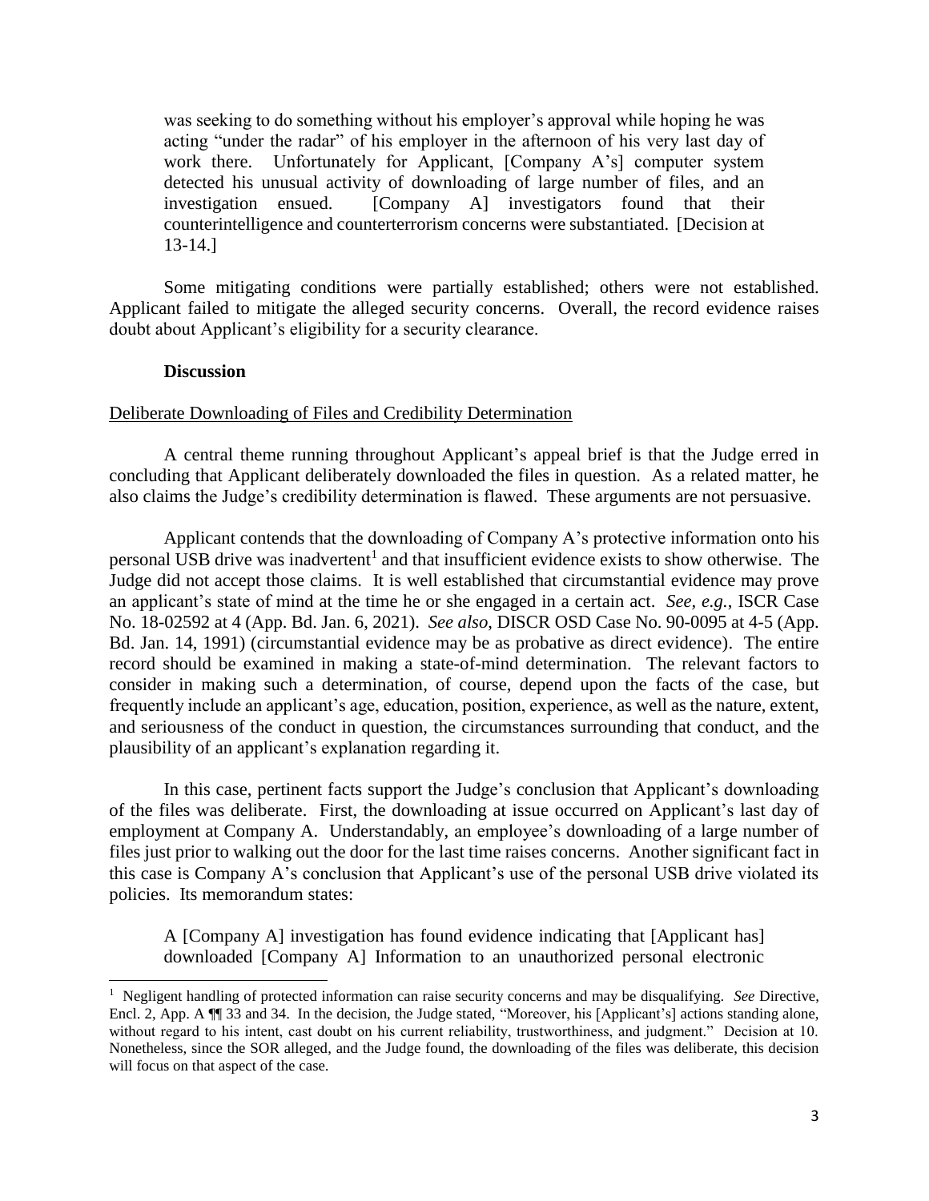> was seeking to do something without his employer's approval while hoping he was acting "under the radar" of his employer in the afternoon of his very last day of work there. Unfortunately for Applicant, [Company A's] computer system detected his unusual activity of downloading of large number of files, and an investigation ensued. [Company A] investigators found that their counterintelligence and counterterrorism concerns were substantiated. [Decision at 13-14.]

Some mitigating conditions were partially established; others were not established. Applicant failed to mitigate the alleged security concerns. Overall, the record evidence raises doubt about Applicant's eligibility for a security clearance.

### Discussion

Deliberate Downloading of Files and Credibility Determination

A central theme running throughout Applicant's appeal brief is that the Judge erred in concluding that Applicant deliberately downloaded the files in question. As a related matter, he also claims the Judge's credibility determination is flawed. These arguments are not persuasive.

Applicant contends that the downloading of Company A's protective information onto his personal USB drive was inadvertent[1] and that insufficient evidence exists to show otherwise. The Judge did not accept those claims. It is well established that circumstantial evidence may prove an applicant's state of mind at the time he or she engaged in a certain act. *See, e.g.*, ISCR Case No. 18-02592 at 4 (App. Bd. Jan. 6, 2021). *See also*, DISCR OSD Case No. 90-0095 at 4-5 (App. Bd. Jan. 14, 1991) (circumstantial evidence may be as probative as direct evidence). The entire record should be examined in making a state-of-mind determination. The relevant factors to consider in making such a determination, of course, depend upon the facts of the case, but frequently include an applicant's age, education, position, experience, as well as the nature, extent, and seriousness of the conduct in question, the circumstances surrounding that conduct, and the plausibility of an applicant's explanation regarding it.

In this case, pertinent facts support the Judge's conclusion that Applicant's downloading of the files was deliberate. First, the downloading at issue occurred on Applicant's last day of employment at Company A. Understandably, an employee's downloading of a large number of files just prior to walking out the door for the last time raises concerns. Another significant fact in this case is Company A's conclusion that Applicant's use of the personal USB drive violated its policies. Its memorandum states:

> A [Company A] investigation has found evidence indicating that [Applicant has] downloaded [Company A] Information to an unauthorized personal electronic

---

[1] Negligent handling of protected information can raise security concerns and may be disqualifying. *See* Directive, Encl. 2, App. A ¶¶ 33 and 34. In the decision, the Judge stated, "Moreover, his [Applicant's] actions standing alone, without regard to his intent, cast doubt on his current reliability, trustworthiness, and judgment." Decision at 10. Nonetheless, since the SOR alleged, and the Judge found, the downloading of the files was deliberate, this decision will focus on that aspect of the case.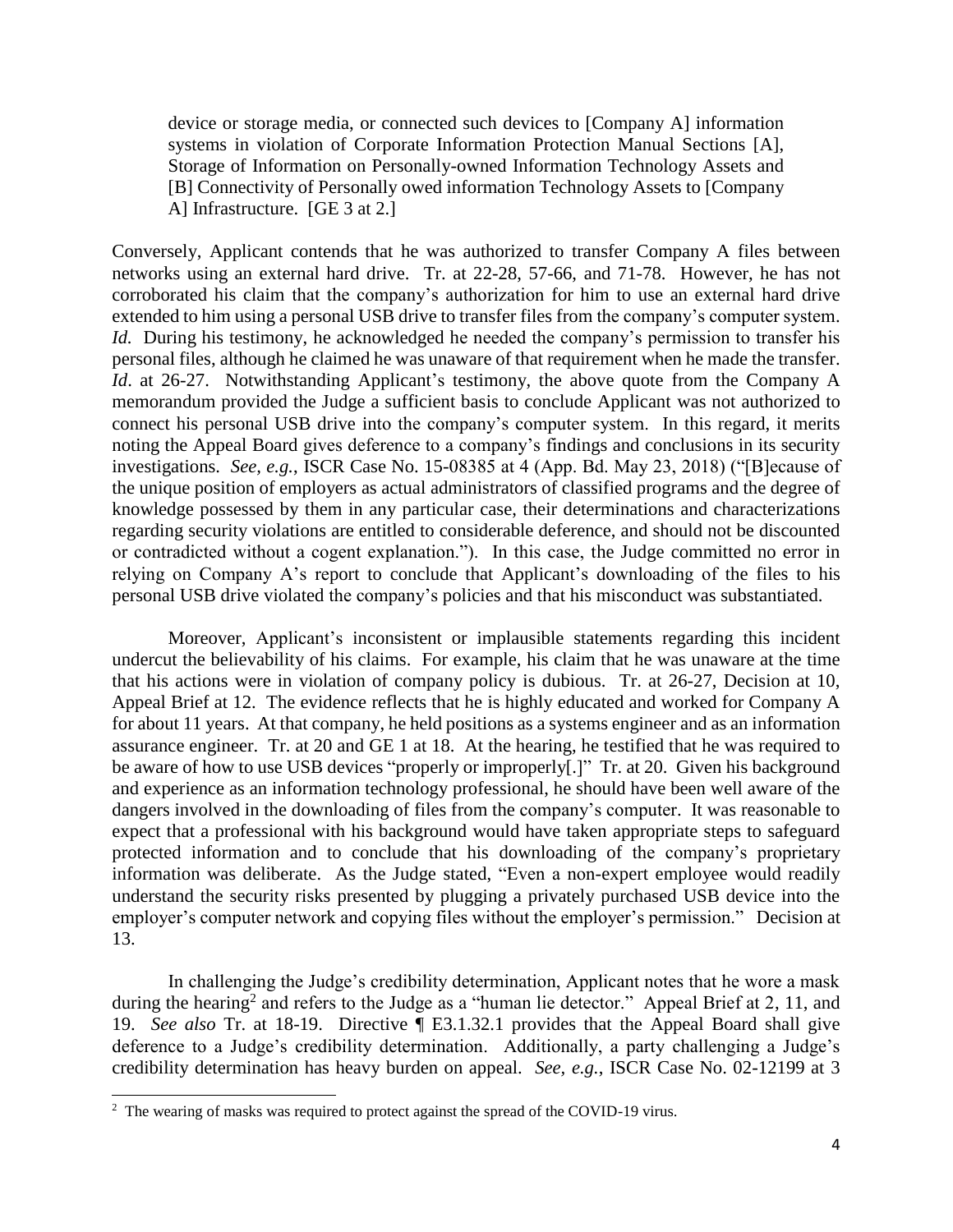> device or storage media, or connected such devices to [Company A] information systems in violation of Corporate Information Protection Manual Sections [A], Storage of Information on Personally-owned Information Technology Assets and [B] Connectivity of Personally owed information Technology Assets to [Company A] Infrastructure. [GE 3 at 2.]

Conversely, Applicant contends that he was authorized to transfer Company A files between networks using an external hard drive. Tr. at 22-28, 57-66, and 71-78. However, he has not corroborated his claim that the company's authorization for him to use an external hard drive extended to him using a personal USB drive to transfer files from the company's computer system. *Id.* During his testimony, he acknowledged he needed the company's permission to transfer his personal files, although he claimed he was unaware of that requirement when he made the transfer. *Id*. at 26-27. Notwithstanding Applicant's testimony, the above quote from the Company A memorandum provided the Judge a sufficient basis to conclude Applicant was not authorized to connect his personal USB drive into the company's computer system. In this regard, it merits noting the Appeal Board gives deference to a company's findings and conclusions in its security investigations. *See, e.g.*, ISCR Case No. 15-08385 at 4 (App. Bd. May 23, 2018) ("[B]ecause of the unique position of employers as actual administrators of classified programs and the degree of knowledge possessed by them in any particular case, their determinations and characterizations regarding security violations are entitled to considerable deference, and should not be discounted or contradicted without a cogent explanation."). In this case, the Judge committed no error in relying on Company A's report to conclude that Applicant's downloading of the files to his personal USB drive violated the company's policies and that his misconduct was substantiated.

Moreover, Applicant's inconsistent or implausible statements regarding this incident undercut the believability of his claims. For example, his claim that he was unaware at the time that his actions were in violation of company policy is dubious. Tr. at 26-27, Decision at 10, Appeal Brief at 12. The evidence reflects that he is highly educated and worked for Company A for about 11 years. At that company, he held positions as a systems engineer and as an information assurance engineer. Tr. at 20 and GE 1 at 18. At the hearing, he testified that he was required to be aware of how to use USB devices "properly or improperly[.]" Tr. at 20. Given his background and experience as an information technology professional, he should have been well aware of the dangers involved in the downloading of files from the company's computer. It was reasonable to expect that a professional with his background would have taken appropriate steps to safeguard protected information and to conclude that his downloading of the company's proprietary information was deliberate. As the Judge stated, "Even a non-expert employee would readily understand the security risks presented by plugging a privately purchased USB device into the employer's computer network and copying files without the employer's permission." Decision at 13.

In challenging the Judge's credibility determination, Applicant notes that he wore a mask during the hearing[2] and refers to the Judge as a "human lie detector." Appeal Brief at 2, 11, and 19. *See also* Tr. at 18-19. Directive ¶ E3.1.32.1 provides that the Appeal Board shall give deference to a Judge's credibility determination. Additionally, a party challenging a Judge's credibility determination has heavy burden on appeal. *See, e.g.*, ISCR Case No. 02-12199 at 3

[2] The wearing of masks was required to protect against the spread of the COVID-19 virus.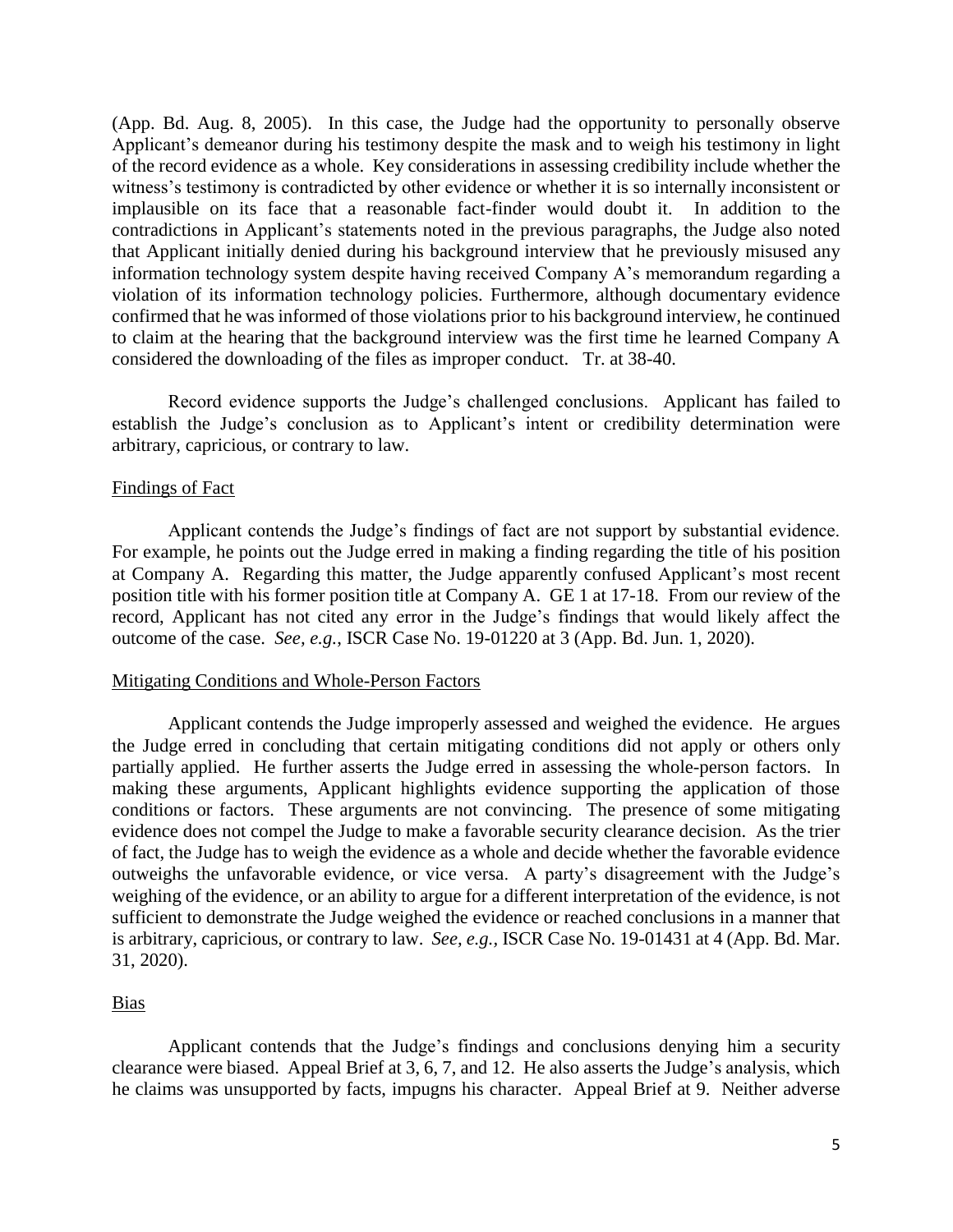(App. Bd. Aug. 8, 2005). In this case, the Judge had the opportunity to personally observe Applicant's demeanor during his testimony despite the mask and to weigh his testimony in light of the record evidence as a whole. Key considerations in assessing credibility include whether the witness's testimony is contradicted by other evidence or whether it is so internally inconsistent or implausible on its face that a reasonable fact-finder would doubt it. In addition to the contradictions in Applicant's statements noted in the previous paragraphs, the Judge also noted that Applicant initially denied during his background interview that he previously misused any information technology system despite having received Company A's memorandum regarding a violation of its information technology policies. Furthermore, although documentary evidence confirmed that he was informed of those violations prior to his background interview, he continued to claim at the hearing that the background interview was the first time he learned Company A considered the downloading of the files as improper conduct. Tr. at 38-40.

Record evidence supports the Judge's challenged conclusions. Applicant has failed to establish the Judge's conclusion as to Applicant's intent or credibility determination were arbitrary, capricious, or contrary to law.

Findings of Fact

Applicant contends the Judge's findings of fact are not support by substantial evidence. For example, he points out the Judge erred in making a finding regarding the title of his position at Company A. Regarding this matter, the Judge apparently confused Applicant's most recent position title with his former position title at Company A. GE 1 at 17-18. From our review of the record, Applicant has not cited any error in the Judge's findings that would likely affect the outcome of the case. *See, e.g.*, ISCR Case No. 19-01220 at 3 (App. Bd. Jun. 1, 2020).

Mitigating Conditions and Whole-Person Factors

Applicant contends the Judge improperly assessed and weighed the evidence. He argues the Judge erred in concluding that certain mitigating conditions did not apply or others only partially applied. He further asserts the Judge erred in assessing the whole-person factors. In making these arguments, Applicant highlights evidence supporting the application of those conditions or factors. These arguments are not convincing. The presence of some mitigating evidence does not compel the Judge to make a favorable security clearance decision. As the trier of fact, the Judge has to weigh the evidence as a whole and decide whether the favorable evidence outweighs the unfavorable evidence, or vice versa. A party's disagreement with the Judge's weighing of the evidence, or an ability to argue for a different interpretation of the evidence, is not sufficient to demonstrate the Judge weighed the evidence or reached conclusions in a manner that is arbitrary, capricious, or contrary to law. *See, e.g.*, ISCR Case No. 19-01431 at 4 (App. Bd. Mar. 31, 2020).

Bias

Applicant contends that the Judge's findings and conclusions denying him a security clearance were biased. Appeal Brief at 3, 6, 7, and 12. He also asserts the Judge's analysis, which he claims was unsupported by facts, impugns his character. Appeal Brief at 9. Neither adverse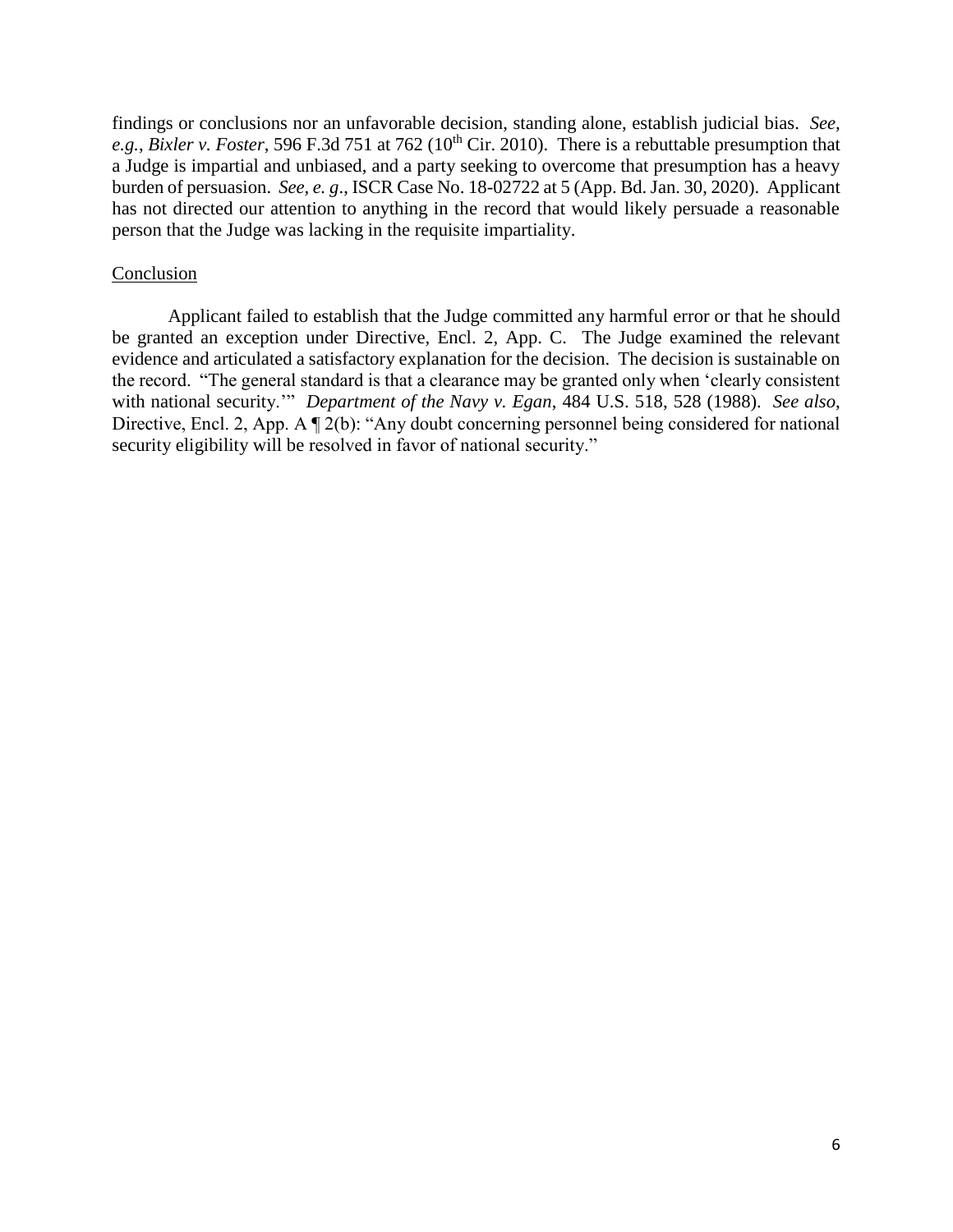findings or conclusions nor an unfavorable decision, standing alone, establish judicial bias. *See, e.g.*, *Bixler v. Foster*, 596 F.3d 751 at 762 (10th Cir. 2010). There is a rebuttable presumption that a Judge is impartial and unbiased, and a party seeking to overcome that presumption has a heavy burden of persuasion. *See, e. g*., ISCR Case No. 18-02722 at 5 (App. Bd. Jan. 30, 2020). Applicant has not directed our attention to anything in the record that would likely persuade a reasonable person that the Judge was lacking in the requisite impartiality.

## Conclusion

Applicant failed to establish that the Judge committed any harmful error or that he should be granted an exception under Directive, Encl. 2, App. C. The Judge examined the relevant evidence and articulated a satisfactory explanation for the decision. The decision is sustainable on the record. "The general standard is that a clearance may be granted only when 'clearly consistent with national security.'" *Department of the Navy v. Egan*, 484 U.S. 518, 528 (1988). *See also*, Directive, Encl. 2, App. A ¶ 2(b): "Any doubt concerning personnel being considered for national security eligibility will be resolved in favor of national security."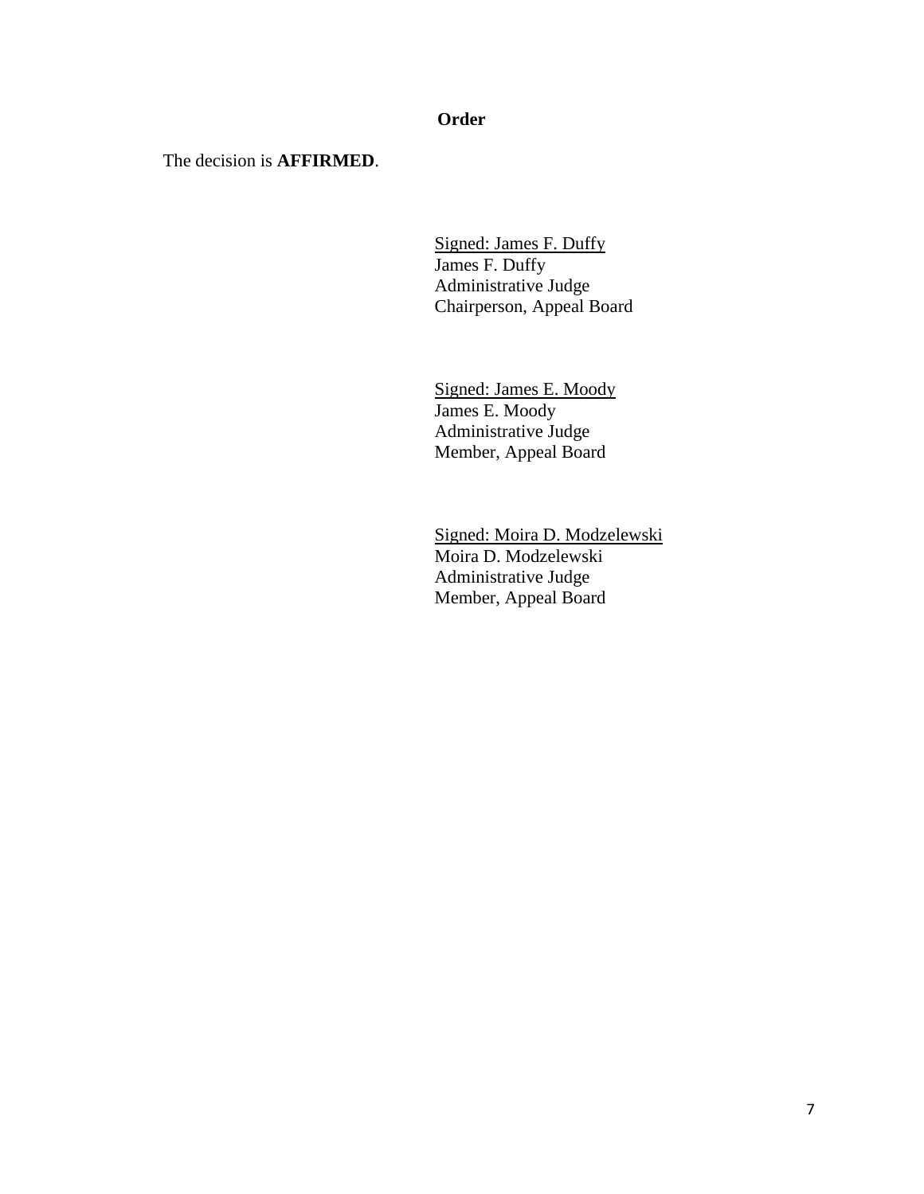## Order

The decision is **AFFIRMED**.

Signed: James F. Duffy
James F. Duffy
Administrative Judge
Chairperson, Appeal Board

Signed: James E. Moody
James E. Moody
Administrative Judge
Member, Appeal Board

Signed: Moira D. Modzelewski
Moira D. Modzelewski
Administrative Judge
Member, Appeal Board